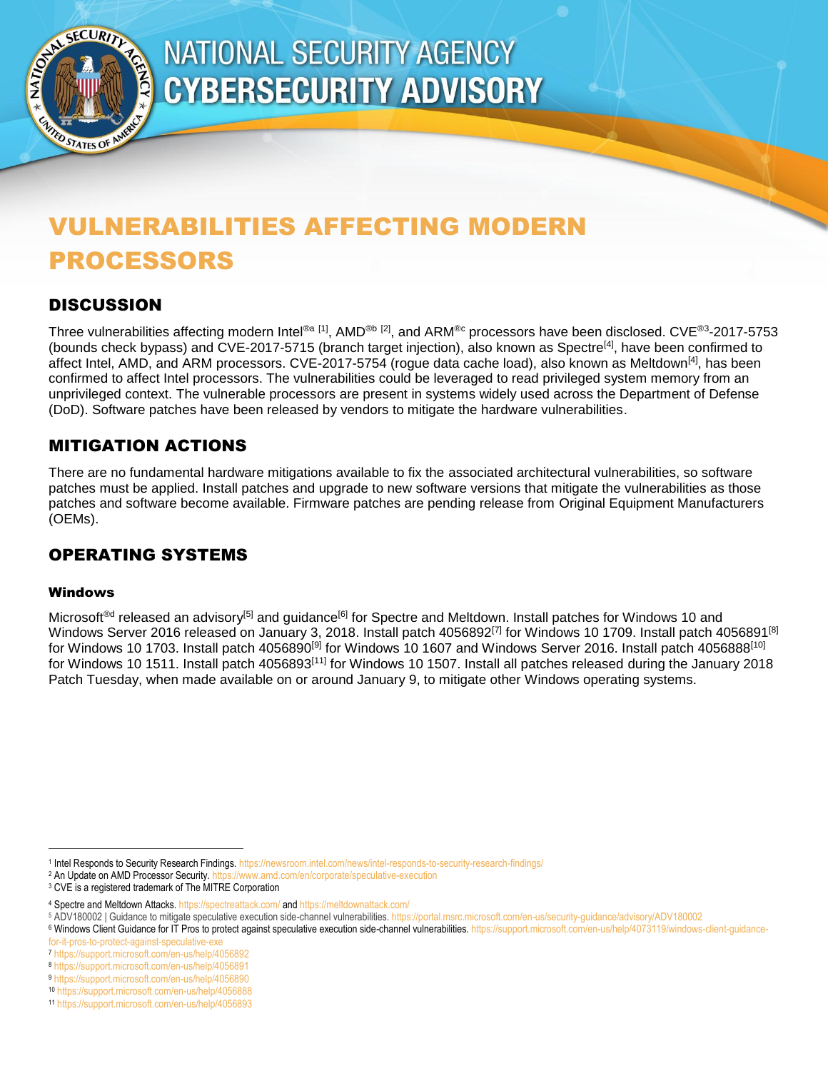# NATIONAL SECURITY AGENCY CYBERSECURITY ADVISORY

# VULNERABILITIES AFFECTING MODERN PROCESSORS

## DISCUSSION

Three vulnerabilities affecting modern Intel®a [1], AMD®b [2], and ARM®c processors have been disclosed. CVE®3-2017-5753 (bounds check bypass) and CVE-2017-5715 (branch target injection), also known as Spectre[4], have been confirmed to affect Intel, AMD, and ARM processors. CVE-2017-5754 (rogue data cache load), also known as Meltdown[4], has been confirmed to affect Intel processors. The vulnerabilities could be leveraged to read privileged system memory from an unprivileged context. The vulnerable processors are present in systems widely used across the Department of Defense (DoD). Software patches have been released by vendors to mitigate the hardware vulnerabilities.

## MITIGATION ACTIONS

There are no fundamental hardware mitigations available to fix the associated architectural vulnerabilities, so software patches must be applied. Install patches and upgrade to new software versions that mitigate the vulnerabilities as those patches and software become available. Firmware patches are pending release from Original Equipment Manufacturers (OEMs).

## OPERATING SYSTEMS

### Windows

Microsoft®d released an advisory[5] and guidance[6] for Spectre and Meltdown. Install patches for Windows 10 and Windows Server 2016 released on January 3, 2018. Install patch 4056892[7] for Windows 10 1709. Install patch 4056891[8] for Windows 10 1703. Install patch 4056890[9] for Windows 10 1607 and Windows Server 2016. Install patch 4056888[10] for Windows 10 1511. Install patch 4056893[11] for Windows 10 1507. Install all patches released during the January 2018 Patch Tuesday, when made available on or around January 9, to mitigate other Windows operating systems.

---

[1] Intel Responds to Security Research Findings. https://newsroom.intel.com/news/intel-responds-to-security-research-findings/

[2] An Update on AMD Processor Security. https://www.amd.com/en/corporate/speculative-execution

[3] CVE is a registered trademark of The MITRE Corporation

[4] Spectre and Meltdown Attacks. https://spectreattack.com/ and https://meltdownattack.com/

[5] ADV180002 | Guidance to mitigate speculative execution side-channel vulnerabilities. https://portal.msrc.microsoft.com/en-us/security-guidance/advisory/ADV180002

[6] Windows Client Guidance for IT Pros to protect against speculative execution side-channel vulnerabilities. https://support.microsoft.com/en-us/help/4073119/windows-client-guidance-for-it-pros-to-protect-against-speculative-exe

[7] https://support.microsoft.com/en-us/help/4056892

[8] https://support.microsoft.com/en-us/help/4056891

[9] https://support.microsoft.com/en-us/help/4056890

[10] https://support.microsoft.com/en-us/help/4056888

[11] https://support.microsoft.com/en-us/help/4056893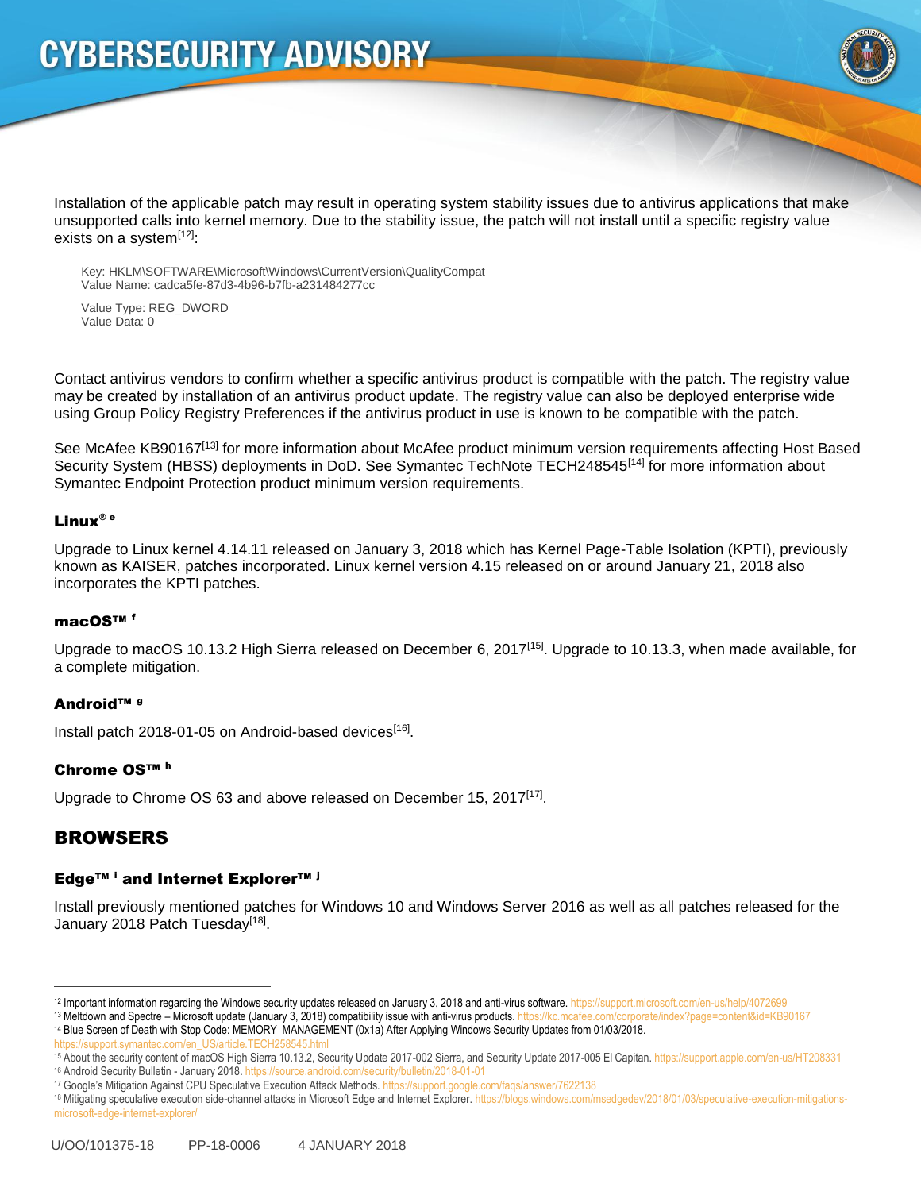Installation of the applicable patch may result in operating system stability issues due to antivirus applications that make unsupported calls into kernel memory. Due to the stability issue, the patch will not install until a specific registry value exists on a system[12]:

```
Key: HKLM\SOFTWARE\Microsoft\Windows\CurrentVersion\QualityCompat
Value Name: cadca5fe-87d3-4b96-b7fb-a231484277cc

Value Type: REG_DWORD
Value Data: 0
```

Contact antivirus vendors to confirm whether a specific antivirus product is compatible with the patch. The registry value may be created by installation of an antivirus product update. The registry value can also be deployed enterprise wide using Group Policy Registry Preferences if the antivirus product in use is known to be compatible with the patch.

See McAfee KB90167[13] for more information about McAfee product minimum version requirements affecting Host Based Security System (HBSS) deployments in DoD. See Symantec TechNote TECH248545[14] for more information about Symantec Endpoint Protection product minimum version requirements.

### Linux® [e]

Upgrade to Linux kernel 4.14.11 released on January 3, 2018 which has Kernel Page-Table Isolation (KPTI), previously known as KAISER, patches incorporated. Linux kernel version 4.15 released on or around January 21, 2018 also incorporates the KPTI patches.

### macOS™ [f]

Upgrade to macOS 10.13.2 High Sierra released on December 6, 2017[15]. Upgrade to 10.13.3, when made available, for a complete mitigation.

### Android™ [g]

Install patch 2018-01-05 on Android-based devices[16].

### Chrome OS™ [h]

Upgrade to Chrome OS 63 and above released on December 15, 2017[17].

## BROWSERS

### Edge™ [i] and Internet Explorer™ [j]

Install previously mentioned patches for Windows 10 and Windows Server 2016 as well as all patches released for the January 2018 Patch Tuesday[18].

---

[12] Important information regarding the Windows security updates released on January 3, 2018 and anti-virus software. https://support.microsoft.com/en-us/help/4072699

[13] Meltdown and Spectre – Microsoft update (January 3, 2018) compatibility issue with anti-virus products. https://kc.mcafee.com/corporate/index?page=content&id=KB90167

[14] Blue Screen of Death with Stop Code: MEMORY_MANAGEMENT (0x1a) After Applying Windows Security Updates from 01/03/2018. https://support.symantec.com/en_US/article.TECH248545.html

[15] About the security content of macOS High Sierra 10.13.2, Security Update 2017-002 Sierra, and Security Update 2017-005 El Capitan. https://support.apple.com/en-us/HT208331

[16] Android Security Bulletin - January 2018. https://source.android.com/security/bulletin/2018-01-01

[17] Google's Mitigation Against CPU Speculative Execution Attack Methods. https://support.google.com/faqs/answer/7622138

[18] Mitigating speculative execution side-channel attacks in Microsoft Edge and Internet Explorer. https://blogs.windows.com/msedgedev/2018/01/03/speculative-execution-mitigations-microsoft-edge-internet-explorer/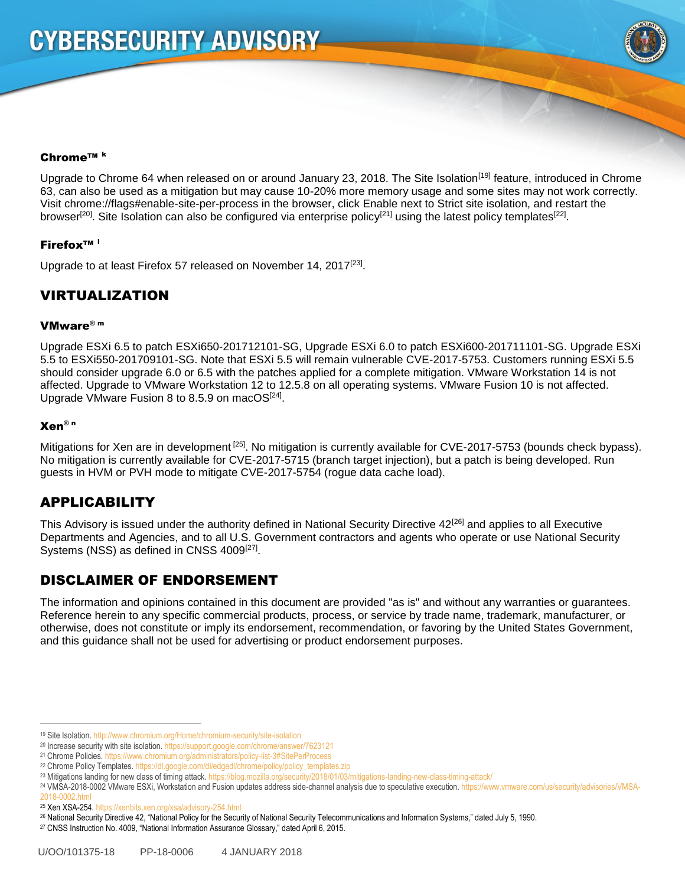#### Chrome™ [k]

Upgrade to Chrome 64 when released on or around January 23, 2018. The Site Isolation[19] feature, introduced in Chrome 63, can also be used as a mitigation but may cause 10-20% more memory usage and some sites may not work correctly. Visit chrome://flags#enable-site-per-process in the browser, click Enable next to Strict site isolation, and restart the browser[20]. Site Isolation can also be configured via enterprise policy[21] using the latest policy templates[22].

#### Firefox™ [l]

Upgrade to at least Firefox 57 released on November 14, 2017[23].

### VIRTUALIZATION

#### VMware® [m]

Upgrade ESXi 6.5 to patch ESXi650-201712101-SG, Upgrade ESXi 6.0 to patch ESXi600-201711101-SG. Upgrade ESXi 5.5 to ESXi550-201709101-SG. Note that ESXi 5.5 will remain vulnerable CVE-2017-5753. Customers running ESXi 5.5 should consider upgrade 6.0 or 6.5 with the patches applied for a complete mitigation. VMware Workstation 14 is not affected. Upgrade to VMware Workstation 12 to 12.5.8 on all operating systems. VMware Fusion 10 is not affected. Upgrade VMware Fusion 8 to 8.5.9 on macOS[24].

#### Xen® [n]

Mitigations for Xen are in development [25]. No mitigation is currently available for CVE-2017-5753 (bounds check bypass). No mitigation is currently available for CVE-2017-5715 (branch target injection), but a patch is being developed. Run guests in HVM or PVH mode to mitigate CVE-2017-5754 (rogue data cache load).

### APPLICABILITY

This Advisory is issued under the authority defined in National Security Directive 42[26] and applies to all Executive Departments and Agencies, and to all U.S. Government contractors and agents who operate or use National Security Systems (NSS) as defined in CNSS 4009[27].

### DISCLAIMER OF ENDORSEMENT

The information and opinions contained in this document are provided "as is" and without any warranties or guarantees. Reference herein to any specific commercial products, process, or service by trade name, trademark, manufacturer, or otherwise, does not constitute or imply its endorsement, recommendation, or favoring by the United States Government, and this guidance shall not be used for advertising or product endorsement purposes.

---

[19] Site Isolation. http://www.chromium.org/Home/chromium-security/site-isolation

[20] Increase security with site isolation. https://support.google.com/chrome/answer/7623121

[21] Chrome Policies. https://www.chromium.org/administrators/policy-list-3#SitePerProcess

[22] Chrome Policy Templates. https://dl.google.com/dl/edgedl/chrome/policy/policy_templates.zip

[23] Mitigations landing for new class of timing attack. https://blog.mozilla.org/security/2018/01/03/mitigations-landing-new-class-timing-attack/

[24] VMSA-2018-0002 VMware ESXi, Workstation and Fusion updates address side-channel analysis due to speculative execution. https://www.vmware.com/us/security/advisories/VMSA-2018-0002.html

[25] Xen XSA-254. https://xenbits.xen.org/xsa/advisory-254.html

[26] National Security Directive 42, "National Policy for the Security of National Security Telecommunications and Information Systems," dated July 5, 1990.

[27] CNSS Instruction No. 4009, "National Information Assurance Glossary," dated April 6, 2015.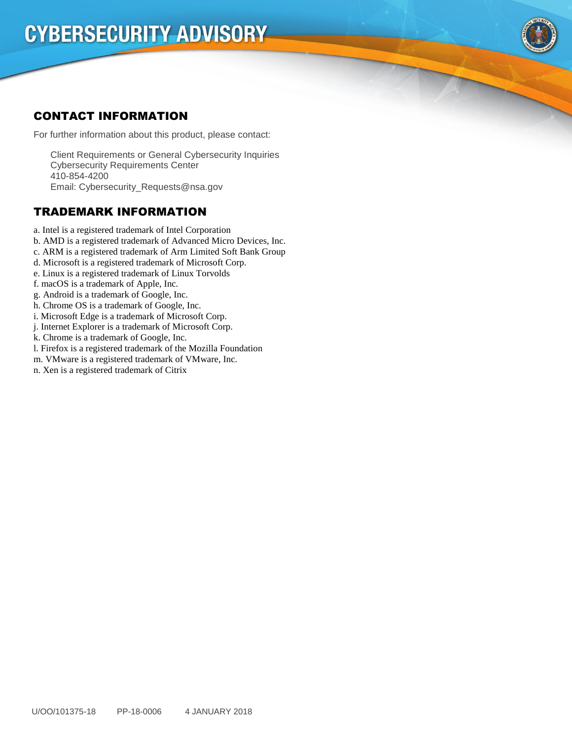## CONTACT INFORMATION

For further information about this product, please contact:

Client Requirements or General Cybersecurity Inquiries
Cybersecurity Requirements Center
410-854-4200
Email: Cybersecurity_Requests@nsa.gov

## TRADEMARK INFORMATION

a. Intel is a registered trademark of Intel Corporation
b. AMD is a registered trademark of Advanced Micro Devices, Inc.
c. ARM is a registered trademark of Arm Limited Soft Bank Group
d. Microsoft is a registered trademark of Microsoft Corp.
e. Linux is a registered trademark of Linux Torvolds
f. macOS is a trademark of Apple, Inc.
g. Android is a trademark of Google, Inc.
h. Chrome OS is a trademark of Google, Inc.
i. Microsoft Edge is a trademark of Microsoft Corp.
j. Internet Explorer is a trademark of Microsoft Corp.
k. Chrome is a trademark of Google, Inc.
l. Firefox is a registered trademark of the Mozilla Foundation
m. VMware is a registered trademark of VMware, Inc.
n. Xen is a registered trademark of Citrix